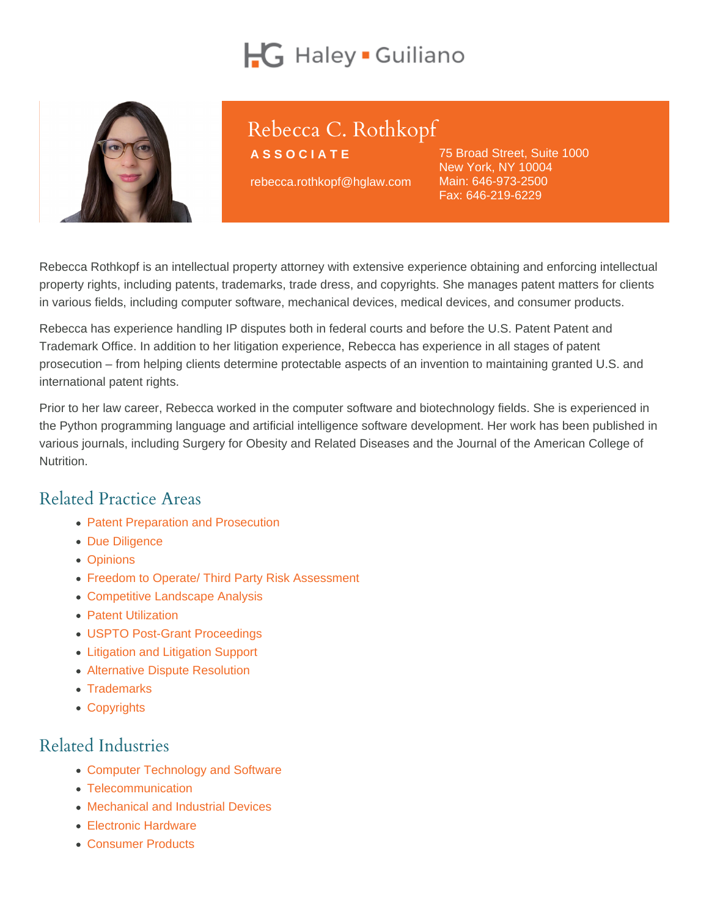# Haley Guiliano

# Rebecca C. Rothkopf

**ASSOCIATE**

rebecca.rothkopf@hglaw.com

75 Broad Street, Suite 1000
New York, NY 10004
Main: 646-973-2500
Fax: 646-219-6229

Rebecca Rothkopf is an intellectual property attorney with extensive experience obtaining and enforcing intellectual property rights, including patents, trademarks, trade dress, and copyrights. She manages patent matters for clients in various fields, including computer software, mechanical devices, medical devices, and consumer products.

Rebecca has experience handling IP disputes both in federal courts and before the U.S. Patent Patent and Trademark Office. In addition to her litigation experience, Rebecca has experience in all stages of patent prosecution – from helping clients determine protectable aspects of an invention to maintaining granted U.S. and international patent rights.

Prior to her law career, Rebecca worked in the computer software and biotechnology fields. She is experienced in the Python programming language and artificial intelligence software development. Her work has been published in various journals, including Surgery for Obesity and Related Diseases and the Journal of the American College of Nutrition.

## Related Practice Areas

- Patent Preparation and Prosecution
- Due Diligence
- Opinions
- Freedom to Operate/ Third Party Risk Assessment
- Competitive Landscape Analysis
- Patent Utilization
- USPTO Post-Grant Proceedings
- Litigation and Litigation Support
- Alternative Dispute Resolution
- Trademarks
- Copyrights

## Related Industries

- Computer Technology and Software
- Telecommunication
- Mechanical and Industrial Devices
- Electronic Hardware
- Consumer Products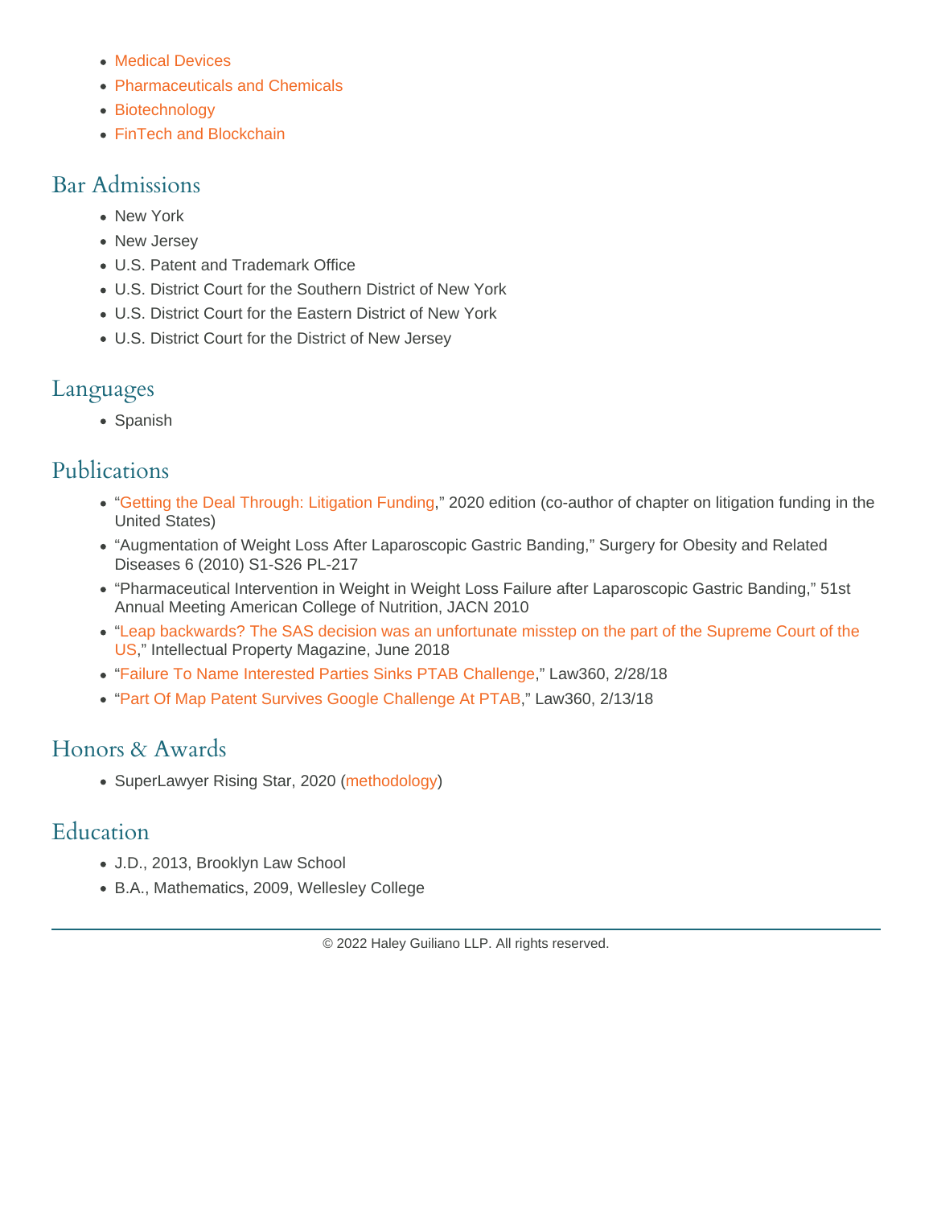- Medical Devices
- Pharmaceuticals and Chemicals
- Biotechnology
- FinTech and Blockchain

## Bar Admissions

- New York
- New Jersey
- U.S. Patent and Trademark Office
- U.S. District Court for the Southern District of New York
- U.S. District Court for the Eastern District of New York
- U.S. District Court for the District of New Jersey

## Languages

- Spanish

## Publications

- "Getting the Deal Through: Litigation Funding," 2020 edition (co-author of chapter on litigation funding in the United States)
- "Augmentation of Weight Loss After Laparoscopic Gastric Banding," Surgery for Obesity and Related Diseases 6 (2010) S1-S26 PL-217
- "Pharmaceutical Intervention in Weight in Weight Loss Failure after Laparoscopic Gastric Banding," 51st Annual Meeting American College of Nutrition, JACN 2010
- "Leap backwards? The SAS decision was an unfortunate misstep on the part of the Supreme Court of the US," Intellectual Property Magazine, June 2018
- "Failure To Name Interested Parties Sinks PTAB Challenge," Law360, 2/28/18
- "Part Of Map Patent Survives Google Challenge At PTAB," Law360, 2/13/18

## Honors & Awards

- SuperLawyer Rising Star, 2020 (methodology)

## Education

- J.D., 2013, Brooklyn Law School
- B.A., Mathematics, 2009, Wellesley College

© 2022 Haley Guiliano LLP. All rights reserved.